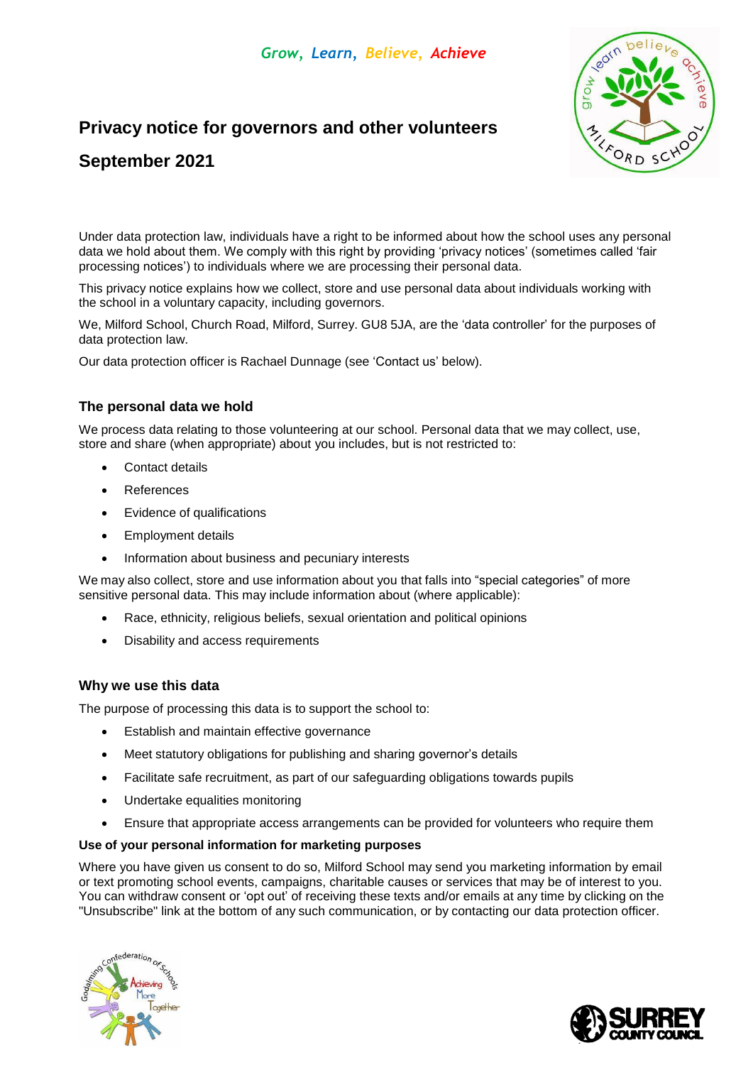*Grow, Learn, Believe, Achieve*

# Privacy notice for governors and other volunteers

# September 2021

Under data protection law, individuals have a right to be informed about how the school uses any personal data we hold about them. We comply with this right by providing 'privacy notices' (sometimes called 'fair processing notices') to individuals where we are processing their personal data.

This privacy notice explains how we collect, store and use personal data about individuals working with the school in a voluntary capacity, including governors.

We, Milford School, Church Road, Milford, Surrey. GU8 5JA, are the 'data controller' for the purposes of data protection law.

Our data protection officer is Rachael Dunnage (see 'Contact us' below).

## The personal data we hold

We process data relating to those volunteering at our school. Personal data that we may collect, use, store and share (when appropriate) about you includes, but is not restricted to:

- Contact details
- References
- Evidence of qualifications
- Employment details
- Information about business and pecuniary interests

We may also collect, store and use information about you that falls into "special categories" of more sensitive personal data. This may include information about (where applicable):

- Race, ethnicity, religious beliefs, sexual orientation and political opinions
- Disability and access requirements

## Why we use this data

The purpose of processing this data is to support the school to:

- Establish and maintain effective governance
- Meet statutory obligations for publishing and sharing governor's details
- Facilitate safe recruitment, as part of our safeguarding obligations towards pupils
- Undertake equalities monitoring
- Ensure that appropriate access arrangements can be provided for volunteers who require them

**Use of your personal information for marketing purposes**

Where you have given us consent to do so, Milford School may send you marketing information by email or text promoting school events, campaigns, charitable causes or services that may be of interest to you. You can withdraw consent or 'opt out' of receiving these texts and/or emails at any time by clicking on the "Unsubscribe" link at the bottom of any such communication, or by contacting our data protection officer.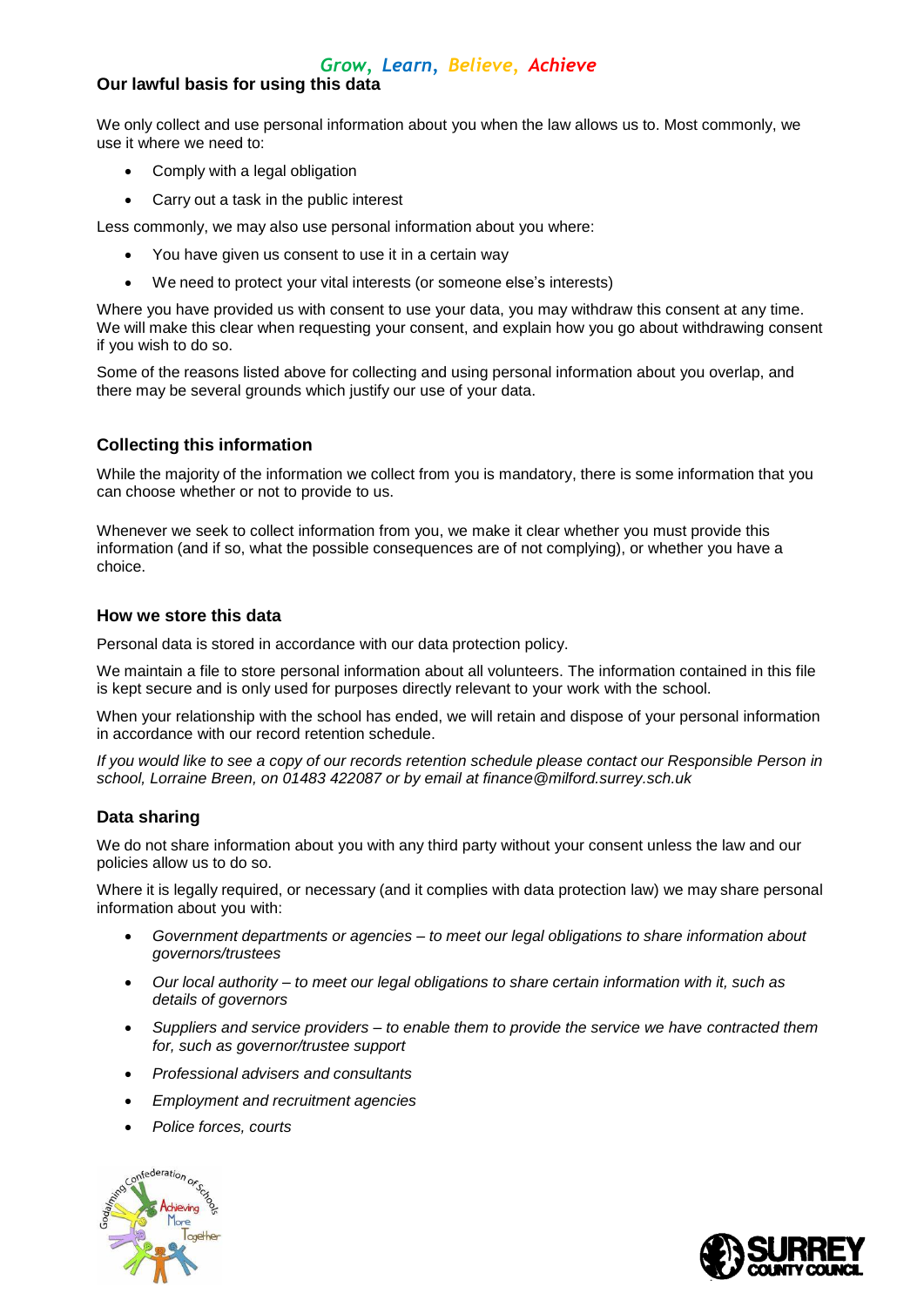## Our lawful basis for using this data

We only collect and use personal information about you when the law allows us to. Most commonly, we use it where we need to:

- Comply with a legal obligation
- Carry out a task in the public interest

Less commonly, we may also use personal information about you where:

- You have given us consent to use it in a certain way
- We need to protect your vital interests (or someone else's interests)

Where you have provided us with consent to use your data, you may withdraw this consent at any time. We will make this clear when requesting your consent, and explain how you go about withdrawing consent if you wish to do so.

Some of the reasons listed above for collecting and using personal information about you overlap, and there may be several grounds which justify our use of your data.

## Collecting this information

While the majority of the information we collect from you is mandatory, there is some information that you can choose whether or not to provide to us.

Whenever we seek to collect information from you, we make it clear whether you must provide this information (and if so, what the possible consequences are of not complying), or whether you have a choice.

## How we store this data

Personal data is stored in accordance with our data protection policy.

We maintain a file to store personal information about all volunteers. The information contained in this file is kept secure and is only used for purposes directly relevant to your work with the school.

When your relationship with the school has ended, we will retain and dispose of your personal information in accordance with our record retention schedule.

*If you would like to see a copy of our records retention schedule please contact our Responsible Person in school, Lorraine Breen, on 01483 422087 or by email at finance@milford.surrey.sch.uk*

## Data sharing

We do not share information about you with any third party without your consent unless the law and our policies allow us to do so.

Where it is legally required, or necessary (and it complies with data protection law) we may share personal information about you with:

- *Government departments or agencies – to meet our legal obligations to share information about governors/trustees*
- *Our local authority – to meet our legal obligations to share certain information with it, such as details of governors*
- *Suppliers and service providers – to enable them to provide the service we have contracted them for, such as governor/trustee support*
- *Professional advisers and consultants*
- *Employment and recruitment agencies*
- *Police forces, courts*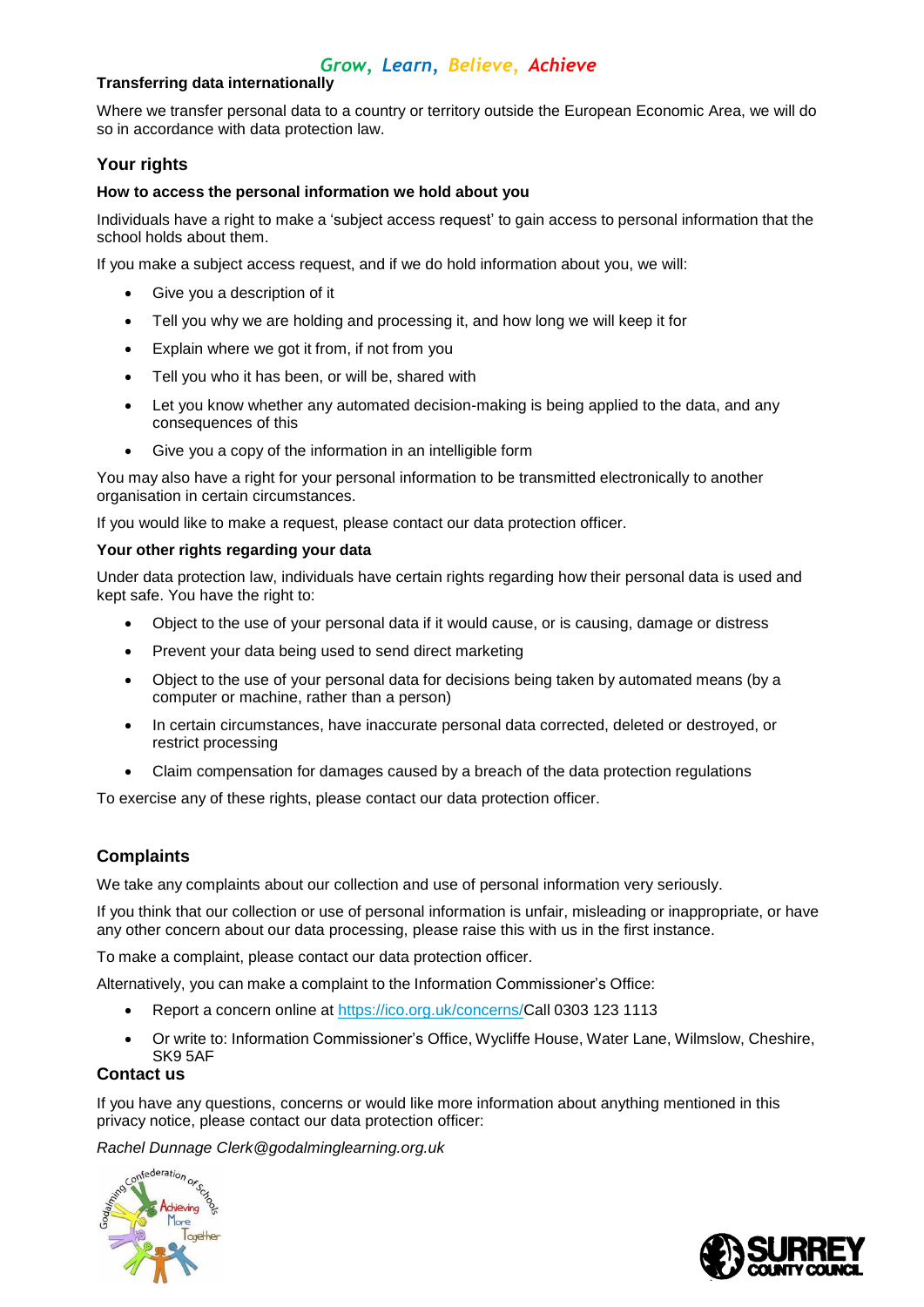Grow, Learn, Believe, Achieve

### Transferring data internationally

Where we transfer personal data to a country or territory outside the European Economic Area, we will do so in accordance with data protection law.

## Your rights

### How to access the personal information we hold about you

Individuals have a right to make a 'subject access request' to gain access to personal information that the school holds about them.

If you make a subject access request, and if we do hold information about you, we will:

- Give you a description of it
- Tell you why we are holding and processing it, and how long we will keep it for
- Explain where we got it from, if not from you
- Tell you who it has been, or will be, shared with
- Let you know whether any automated decision-making is being applied to the data, and any consequences of this
- Give you a copy of the information in an intelligible form

You may also have a right for your personal information to be transmitted electronically to another organisation in certain circumstances.

If you would like to make a request, please contact our data protection officer.

### Your other rights regarding your data

Under data protection law, individuals have certain rights regarding how their personal data is used and kept safe. You have the right to:

- Object to the use of your personal data if it would cause, or is causing, damage or distress
- Prevent your data being used to send direct marketing
- Object to the use of your personal data for decisions being taken by automated means (by a computer or machine, rather than a person)
- In certain circumstances, have inaccurate personal data corrected, deleted or destroyed, or restrict processing
- Claim compensation for damages caused by a breach of the data protection regulations

To exercise any of these rights, please contact our data protection officer.

## Complaints

We take any complaints about our collection and use of personal information very seriously.

If you think that our collection or use of personal information is unfair, misleading or inappropriate, or have any other concern about our data processing, please raise this with us in the first instance.

To make a complaint, please contact our data protection officer.

Alternatively, you can make a complaint to the Information Commissioner's Office:

- Report a concern online at https://ico.org.uk/concerns/Call 0303 123 1113
- Or write to: Information Commissioner's Office, Wycliffe House, Water Lane, Wilmslow, Cheshire, SK9 5AF

## Contact us

If you have any questions, concerns or would like more information about anything mentioned in this privacy notice, please contact our data protection officer:

*Rachel Dunnage Clerk@godalminglearning.org.uk*